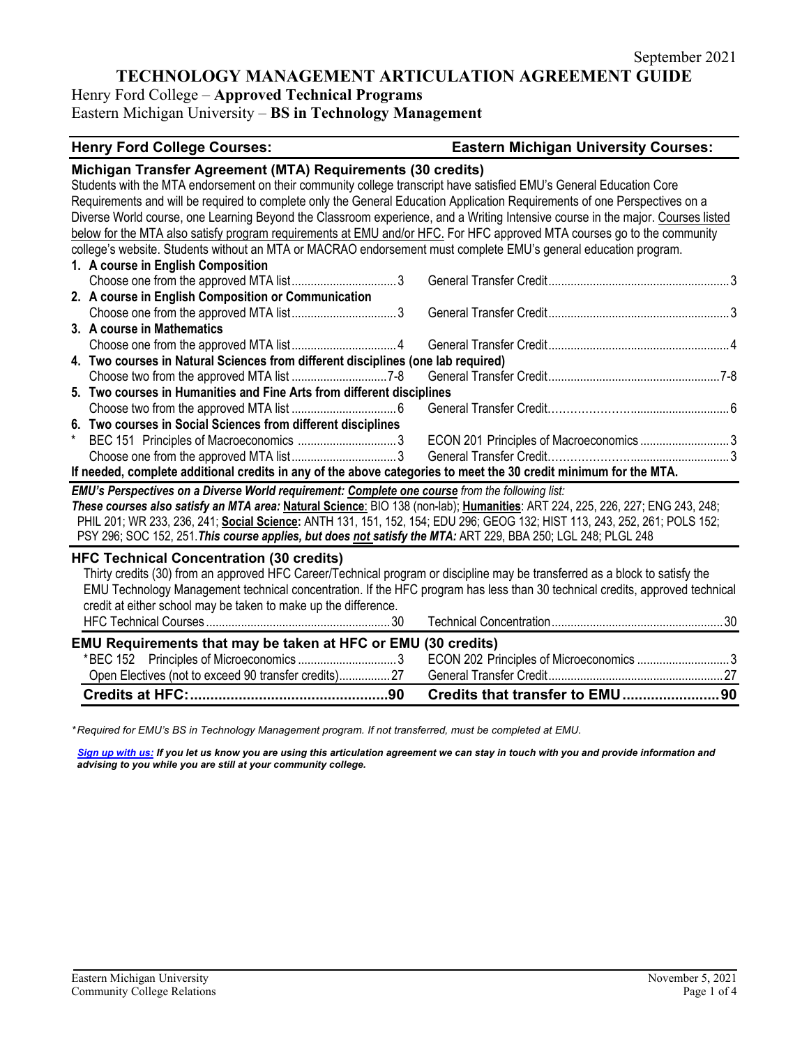September 2021

# TECHNOLOGY MANAGEMENT ARTICULATION AGREEMENT GUIDE

Henry Ford College – **Approved Technical Programs**
Eastern Michigan University – **BS in Technology Management**

| Henry Ford College Courses: | | Eastern Michigan University Courses: | |
|---|---|---|---|
| **Michigan Transfer Agreement (MTA) Requirements (30 credits)** | | | |
| Students with the MTA endorsement on their community college transcript have satisfied EMU's General Education Core Requirements and will be required to complete only the General Education Application Requirements of one Perspectives on a Diverse World course, one Learning Beyond the Classroom experience, and a Writing Intensive course in the major. Courses listed below for the MTA also satisfy program requirements at EMU and/or HFC. For HFC approved MTA courses go to the community college's website. Students without an MTA or MACRAO endorsement must complete EMU's general education program. | | | |
| **1. A course in English Composition** | | | |
| Choose one from the approved MTA list | 3 | General Transfer Credit | 3 |
| **2. A course in English Composition or Communication** | | | |
| Choose one from the approved MTA list | 3 | General Transfer Credit | 3 |
| **3. A course in Mathematics** | | | |
| Choose one from the approved MTA list | 4 | General Transfer Credit | 4 |
| **4. Two courses in Natural Sciences from different disciplines (one lab required)** | | | |
| Choose two from the approved MTA list | 7-8 | General Transfer Credit | 7-8 |
| **5. Two courses in Humanities and Fine Arts from different disciplines** | | | |
| Choose two from the approved MTA list | 6 | General Transfer Credit | 6 |
| **6. Two courses in Social Sciences from different disciplines** | | | |
| * BEC 151 Principles of Macroeconomics | 3 | ECON 201 Principles of Macroeconomics | 3 |
| Choose one from the approved MTA list | 3 | General Transfer Credit | 3 |
| **If needed, complete additional credits in any of the above categories to meet the 30 credit minimum for the MTA.** | | | |

***EMU's Perspectives on a Diverse World requirement: Complete one course** from the following list:*
***These courses also satisfy an MTA area:*** **Natural Science**: BIO 138 (non-lab); **Humanities**: ART 224, 225, 226, 227; ENG 243, 248; PHIL 201; WR 233, 236, 241; **Social Science:** ANTH 131, 151, 152, 154; EDU 296; GEOG 132; HIST 113, 243, 252, 261; POLS 152; PSY 296; SOC 152, 251. ***This course applies, but does not satisfy the MTA:*** ART 229, BBA 250; LGL 248; PLGL 248

| Henry Ford College Courses: | | Eastern Michigan University Courses: | |
|---|---|---|---|
| **HFC Technical Concentration (30 credits)** | | | |
| Thirty credits (30) from an approved HFC Career/Technical program or discipline may be transferred as a block to satisfy the EMU Technology Management technical concentration. If the HFC program has less than 30 technical credits, approved technical credit at either school may be taken to make up the difference. | | | |
| HFC Technical Courses | 30 | Technical Concentration | 30 |
| **EMU Requirements that may be taken at HFC or EMU (30 credits)** | | | |
| *BEC 152 Principles of Microeconomics | 3 | ECON 202 Principles of Microeconomics | 3 |
| Open Electives (not to exceed 90 transfer credits) | 27 | General Transfer Credit | 27 |
| **Credits at HFC:** | **90** | **Credits that transfer to EMU** | **90** |

**Required for EMU's BS in Technology Management program. If not transferred, must be completed at EMU.*

***Sign up with us:** If you let us know you are using this articulation agreement we can stay in touch with you and provide information and advising to you while you are still at your community college.*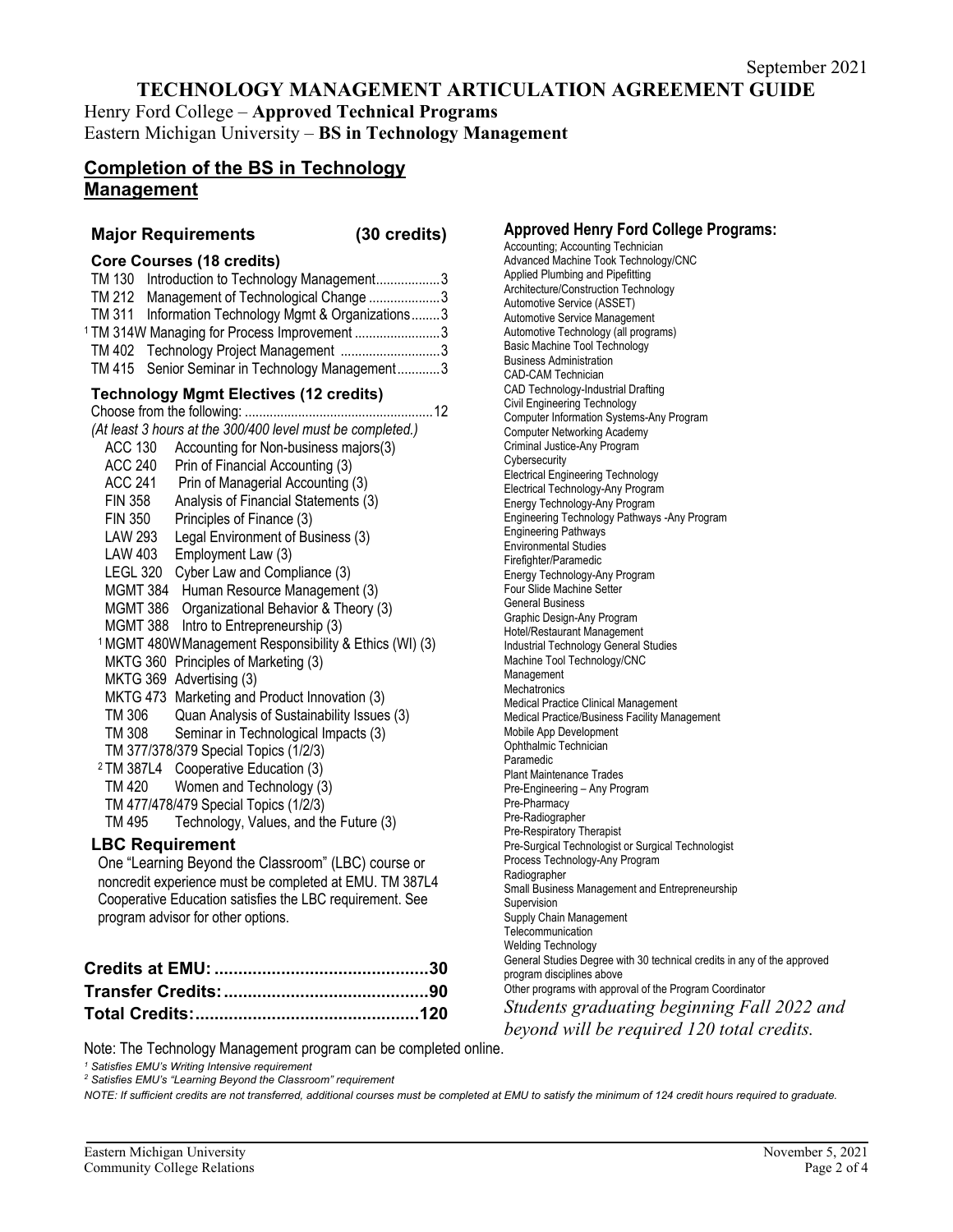September 2021

# TECHNOLOGY MANAGEMENT ARTICULATION AGREEMENT GUIDE

Henry Ford College – **Approved Technical Programs**
Eastern Michigan University – **BS in Technology Management**

## Completion of the BS in Technology Management

### Major Requirements (30 credits)

#### Core Courses (18 credits)

- TM 130 Introduction to Technology Management..................3
- TM 212 Management of Technological Change ....................3
- TM 311 Information Technology Mgmt & Organizations........3
- [1] TM 314W Managing for Process Improvement ........................3
- TM 402 Technology Project Management ............................3
- TM 415 Senior Seminar in Technology Management............3

#### Technology Mgmt Electives (12 credits)

Choose from the following: ....................................................12

*(At least 3 hours at the 300/400 level must be completed.)*

- ACC 130 Accounting for Non-business majors(3)
- ACC 240 Prin of Financial Accounting (3)
- ACC 241 Prin of Managerial Accounting (3)
- FIN 358 Analysis of Financial Statements (3)
- FIN 350 Principles of Finance (3)
- LAW 293 Legal Environment of Business (3)
- LAW 403 Employment Law (3)
- LEGL 320 Cyber Law and Compliance (3)
- MGMT 384 Human Resource Management (3)
- MGMT 386 Organizational Behavior & Theory (3)
- MGMT 388 Intro to Entrepreneurship (3)
- [1] MGMT 480W Management Responsibility & Ethics (WI) (3)
- MKTG 360 Principles of Marketing (3)
- MKTG 369 Advertising (3)
- MKTG 473 Marketing and Product Innovation (3)
- TM 306 Quan Analysis of Sustainability Issues (3)
- TM 308 Seminar in Technological Impacts (3)
- TM 377/378/379 Special Topics (1/2/3)
- [2] TM 387L4 Cooperative Education (3)
- TM 420 Women and Technology (3)
- TM 477/478/479 Special Topics (1/2/3)
- TM 495 Technology, Values, and the Future (3)

#### LBC Requirement

One "Learning Beyond the Classroom" (LBC) course or noncredit experience must be completed at EMU. TM 387L4 Cooperative Education satisfies the LBC requirement. See program advisor for other options.

**Credits at EMU: .............................................30**
**Transfer Credits:...........................................90**
**Total Credits:...............................................120**

### Approved Henry Ford College Programs:

- Accounting; Accounting Technician
- Advanced Machine Took Technology/CNC
- Applied Plumbing and Pipefitting
- Architecture/Construction Technology
- Automotive Service (ASSET)
- Automotive Service Management
- Automotive Technology (all programs)
- Basic Machine Tool Technology
- Business Administration
- CAD-CAM Technician
- CAD Technology-Industrial Drafting
- Civil Engineering Technology
- Computer Information Systems-Any Program
- Computer Networking Academy
- Criminal Justice-Any Program
- Cybersecurity
- Electrical Engineering Technology
- Electrical Technology-Any Program
- Energy Technology-Any Program
- Engineering Technology Pathways -Any Program
- Engineering Pathways
- Environmental Studies
- Firefighter/Paramedic
- Energy Technology-Any Program
- Four Slide Machine Setter
- General Business
- Graphic Design-Any Program
- Hotel/Restaurant Management
- Industrial Technology General Studies
- Machine Tool Technology/CNC
- Management
- Mechatronics
- Medical Practice Clinical Management
- Medical Practice/Business Facility Management
- Mobile App Development
- Ophthalmic Technician
- Paramedic
- Plant Maintenance Trades
- Pre-Engineering – Any Program
- Pre-Pharmacy
- Pre-Radiographer
- Pre-Respiratory Therapist
- Pre-Surgical Technologist or Surgical Technologist
- Process Technology-Any Program
- Radiographer
- Small Business Management and Entrepreneurship
- Supervision
- Supply Chain Management
- Telecommunication
- Welding Technology
- General Studies Degree with 30 technical credits in any of the approved program disciplines above
- Other programs with approval of the Program Coordinator

*Students graduating beginning Fall 2022 and beyond will be required 120 total credits.*

Note: The Technology Management program can be completed online.

*[1] Satisfies EMU's Writing Intensive requirement*
*[2] Satisfies EMU's "Learning Beyond the Classroom" requirement*

*NOTE: If sufficient credits are not transferred, additional courses must be completed at EMU to satisfy the minimum of 124 credit hours required to graduate.*

Eastern Michigan University
Community College Relations

November 5, 2021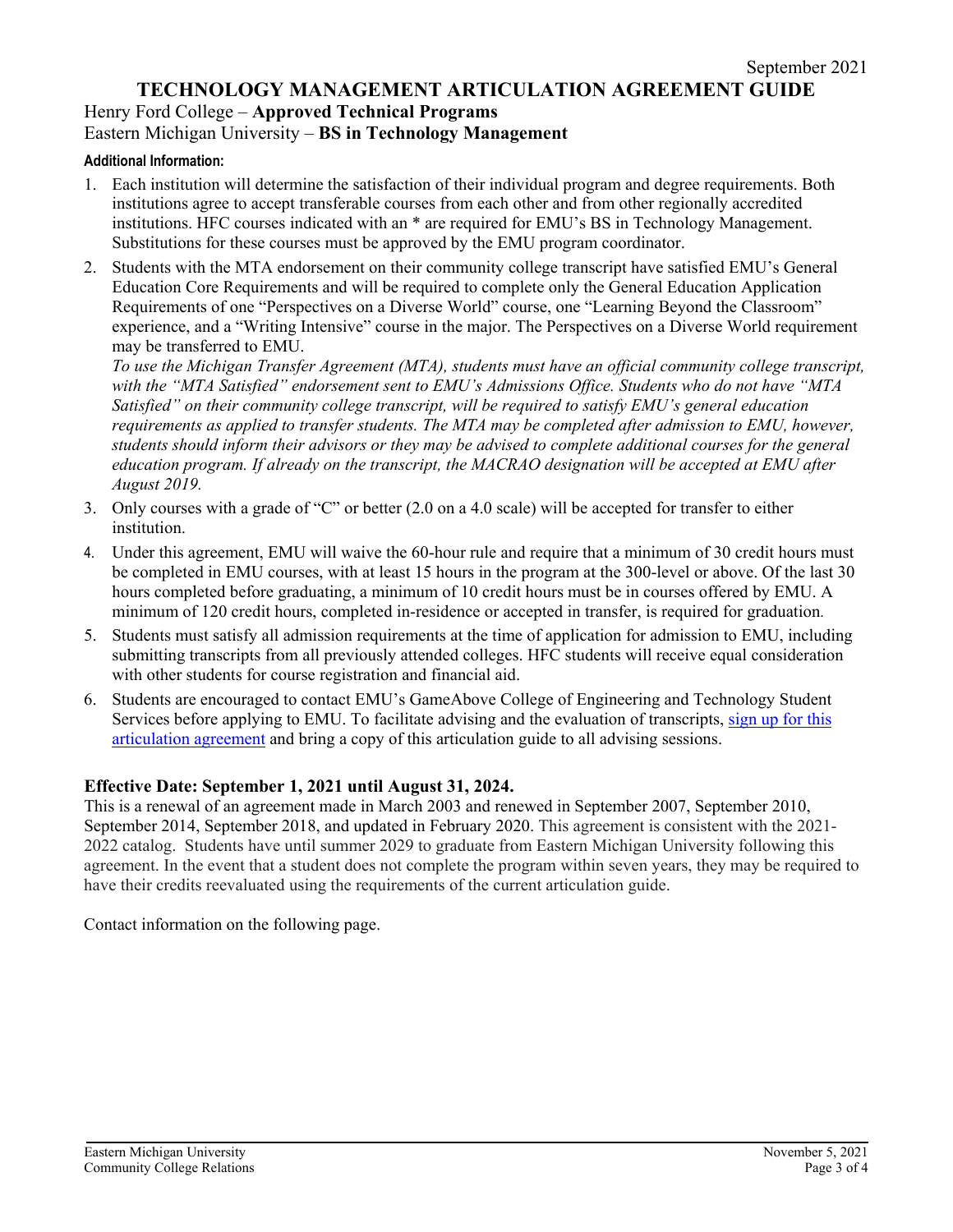September 2021

# TECHNOLOGY MANAGEMENT ARTICULATION AGREEMENT GUIDE

Henry Ford College – **Approved Technical Programs**
Eastern Michigan University – **BS in Technology Management**

**Additional Information:**

1. Each institution will determine the satisfaction of their individual program and degree requirements. Both institutions agree to accept transferable courses from each other and from other regionally accredited institutions. HFC courses indicated with an * are required for EMU's BS in Technology Management. Substitutions for these courses must be approved by the EMU program coordinator.
2. Students with the MTA endorsement on their community college transcript have satisfied EMU's General Education Core Requirements and will be required to complete only the General Education Application Requirements of one "Perspectives on a Diverse World" course, one "Learning Beyond the Classroom" experience, and a "Writing Intensive" course in the major. The Perspectives on a Diverse World requirement may be transferred to EMU.
   *To use the Michigan Transfer Agreement (MTA), students must have an official community college transcript, with the "MTA Satisfied" endorsement sent to EMU's Admissions Office. Students who do not have "MTA Satisfied" on their community college transcript, will be required to satisfy EMU's general education requirements as applied to transfer students. The MTA may be completed after admission to EMU, however, students should inform their advisors or they may be advised to complete additional courses for the general education program. If already on the transcript, the MACRAO designation will be accepted at EMU after August 2019.*
3. Only courses with a grade of "C" or better (2.0 on a 4.0 scale) will be accepted for transfer to either institution.
4. Under this agreement, EMU will waive the 60-hour rule and require that a minimum of 30 credit hours must be completed in EMU courses, with at least 15 hours in the program at the 300-level or above. Of the last 30 hours completed before graduating, a minimum of 10 credit hours must be in courses offered by EMU. A minimum of 120 credit hours, completed in-residence or accepted in transfer, is required for graduation.
5. Students must satisfy all admission requirements at the time of application for admission to EMU, including submitting transcripts from all previously attended colleges. HFC students will receive equal consideration with other students for course registration and financial aid.
6. Students are encouraged to contact EMU's GameAbove College of Engineering and Technology Student Services before applying to EMU. To facilitate advising and the evaluation of transcripts, sign up for this articulation agreement and bring a copy of this articulation guide to all advising sessions.

**Effective Date: September 1, 2021 until August 31, 2024.**

This is a renewal of an agreement made in March 2003 and renewed in September 2007, September 2010, September 2014, September 2018, and updated in February 2020. This agreement is consistent with the 2021-2022 catalog. Students have until summer 2029 to graduate from Eastern Michigan University following this agreement. In the event that a student does not complete the program within seven years, they may be required to have their credits reevaluated using the requirements of the current articulation guide.

Contact information on the following page.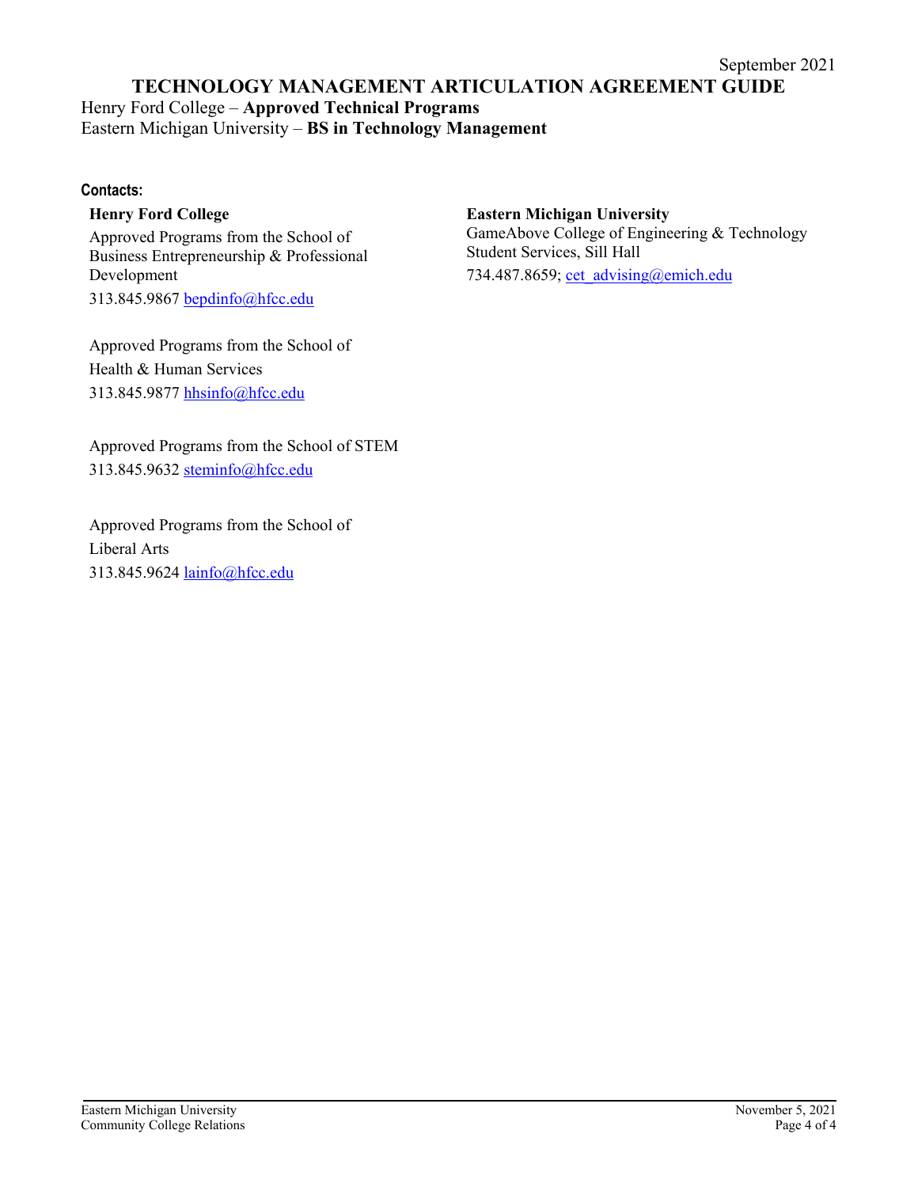September 2021

# TECHNOLOGY MANAGEMENT ARTICULATION AGREEMENT GUIDE

Henry Ford College – **Approved Technical Programs**
Eastern Michigan University – **BS in Technology Management**

**Contacts:**

**Henry Ford College**

Approved Programs from the School of Business Entrepreneurship & Professional Development
313.845.9867 bepdinfo@hfcc.edu

Approved Programs from the School of Health & Human Services
313.845.9877 hhsinfo@hfcc.edu

Approved Programs from the School of STEM
313.845.9632 steminfo@hfcc.edu

Approved Programs from the School of Liberal Arts
313.845.9624 lainfo@hfcc.edu

**Eastern Michigan University**

GameAbove College of Engineering & Technology
Student Services, Sill Hall
734.487.8659; cet_advising@emich.edu